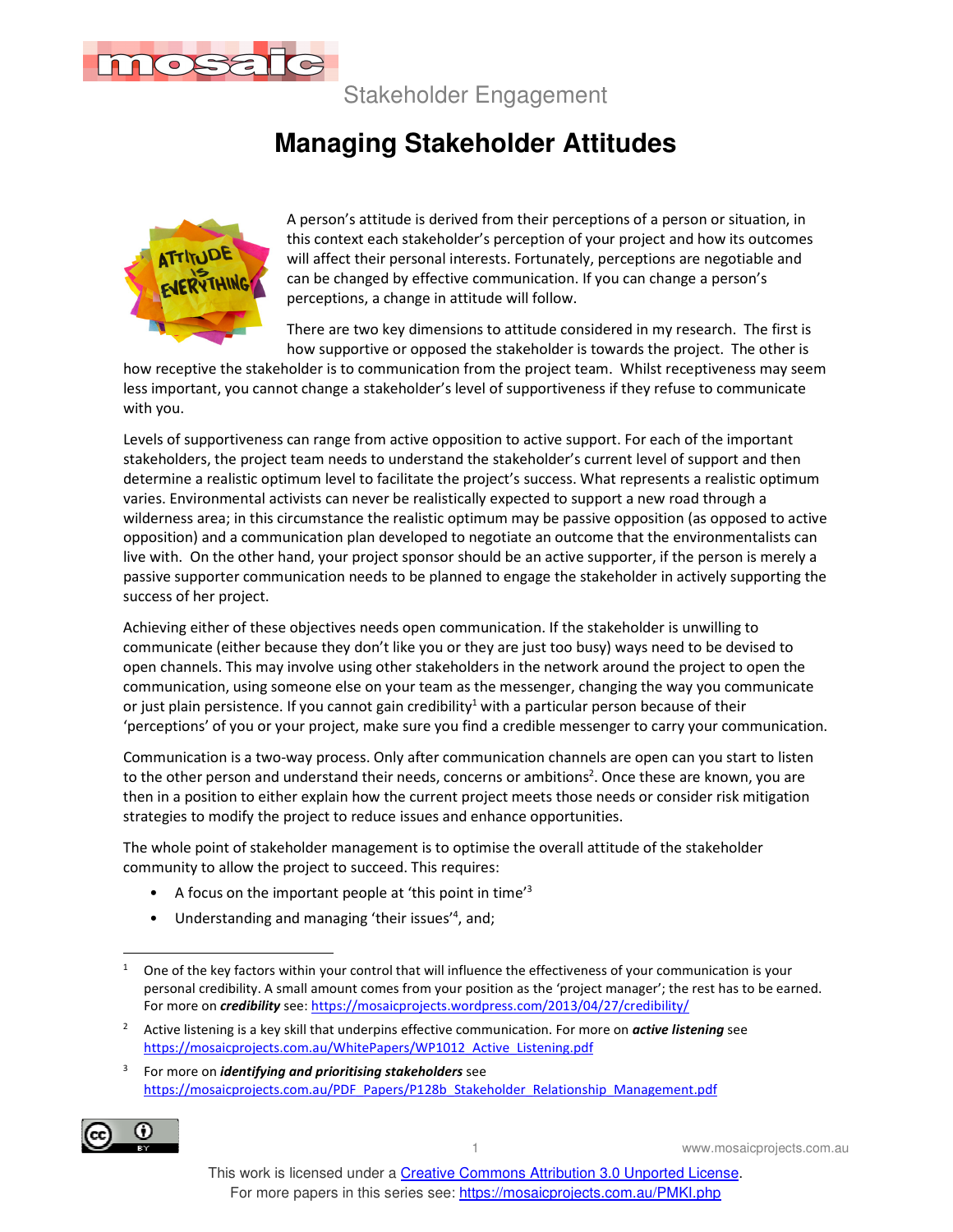Stakeholder Engagement

# Managing Stakeholder Attitudes

A person's attitude is derived from their perceptions of a person or situation, in this context each stakeholder's perception of your project and how its outcomes will affect their personal interests. Fortunately, perceptions are negotiable and can be changed by effective communication. If you can change a person's perceptions, a change in attitude will follow.

There are two key dimensions to attitude considered in my research. The first is how supportive or opposed the stakeholder is towards the project. The other is how receptive the stakeholder is to communication from the project team. Whilst receptiveness may seem less important, you cannot change a stakeholder's level of supportiveness if they refuse to communicate with you.

Levels of supportiveness can range from active opposition to active support. For each of the important stakeholders, the project team needs to understand the stakeholder's current level of support and then determine a realistic optimum level to facilitate the project's success. What represents a realistic optimum varies. Environmental activists can never be realistically expected to support a new road through a wilderness area; in this circumstance the realistic optimum may be passive opposition (as opposed to active opposition) and a communication plan developed to negotiate an outcome that the environmentalists can live with. On the other hand, your project sponsor should be an active supporter, if the person is merely a passive supporter communication needs to be planned to engage the stakeholder in actively supporting the success of her project.

Achieving either of these objectives needs open communication. If the stakeholder is unwilling to communicate (either because they don't like you or they are just too busy) ways need to be devised to open channels. This may involve using other stakeholders in the network around the project to open the communication, using someone else on your team as the messenger, changing the way you communicate or just plain persistence. If you cannot gain credibility[1] with a particular person because of their 'perceptions' of you or your project, make sure you find a credible messenger to carry your communication.

Communication is a two-way process. Only after communication channels are open can you start to listen to the other person and understand their needs, concerns or ambitions[2]. Once these are known, you are then in a position to either explain how the current project meets those needs or consider risk mitigation strategies to modify the project to reduce issues and enhance opportunities.

The whole point of stakeholder management is to optimise the overall attitude of the stakeholder community to allow the project to succeed. This requires:

- A focus on the important people at 'this point in time'[3]
- Understanding and managing 'their issues'[4], and;

---

[1] One of the key factors within your control that will influence the effectiveness of your communication is your personal credibility. A small amount comes from your position as the 'project manager'; the rest has to be earned. For more on ***credibility*** see: https://mosaicprojects.wordpress.com/2013/04/27/credibility/

[2] Active listening is a key skill that underpins effective communication. For more on ***active listening*** see https://mosaicprojects.com.au/WhitePapers/WP1012_Active_Listening.pdf

[3] For more on ***identifying and prioritising stakeholders*** see https://mosaicprojects.com.au/PDF_Papers/P128b_Stakeholder_Relationship_Management.pdf

This work is licensed under a Creative Commons Attribution 3.0 Unported License.
For more papers in this series see: https://mosaicprojects.com.au/PMKI.php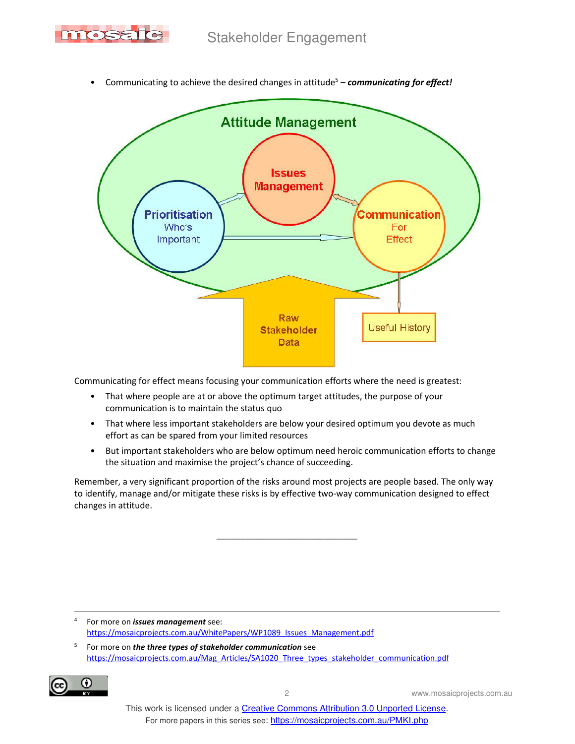- Communicating to achieve the desired changes in attitude[5] – ***communicating for effect!***

Communicating for effect means focusing your communication efforts where the need is greatest:

- That where people are at or above the optimum target attitudes, the purpose of your communication is to maintain the status quo
- That where less important stakeholders are below your desired optimum you devote as much effort as can be spared from your limited resources
- But important stakeholders who are below optimum need heroic communication efforts to change the situation and maximise the project's chance of succeeding.

Remember, a very significant proportion of the risks around most projects are people based. The only way to identify, manage and/or mitigate these risks is by effective two-way communication designed to effect changes in attitude.

______________________________

[4] For more on ***issues management*** see: https://mosaicprojects.com.au/WhitePapers/WP1089_Issues_Management.pdf

[5] For more on ***the three types of stakeholder communication*** see https://mosaicprojects.com.au/Mag_Articles/SA1020_Three_types_stakeholder_communication.pdf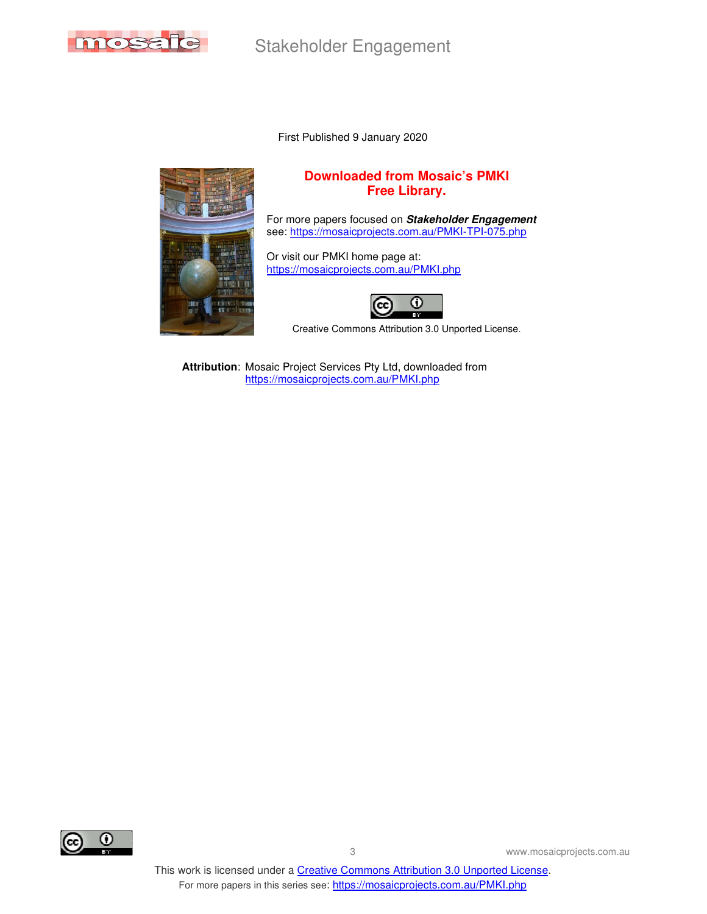First Published 9 January 2020

**Downloaded from Mosaic's PMKI Free Library.**

For more papers focused on ***Stakeholder Engagement*** see: https://mosaicprojects.com.au/PMKI-TPI-075.php

Or visit our PMKI home page at: https://mosaicprojects.com.au/PMKI.php

Creative Commons Attribution 3.0 Unported License.

**Attribution**: Mosaic Project Services Pty Ltd, downloaded from https://mosaicprojects.com.au/PMKI.php